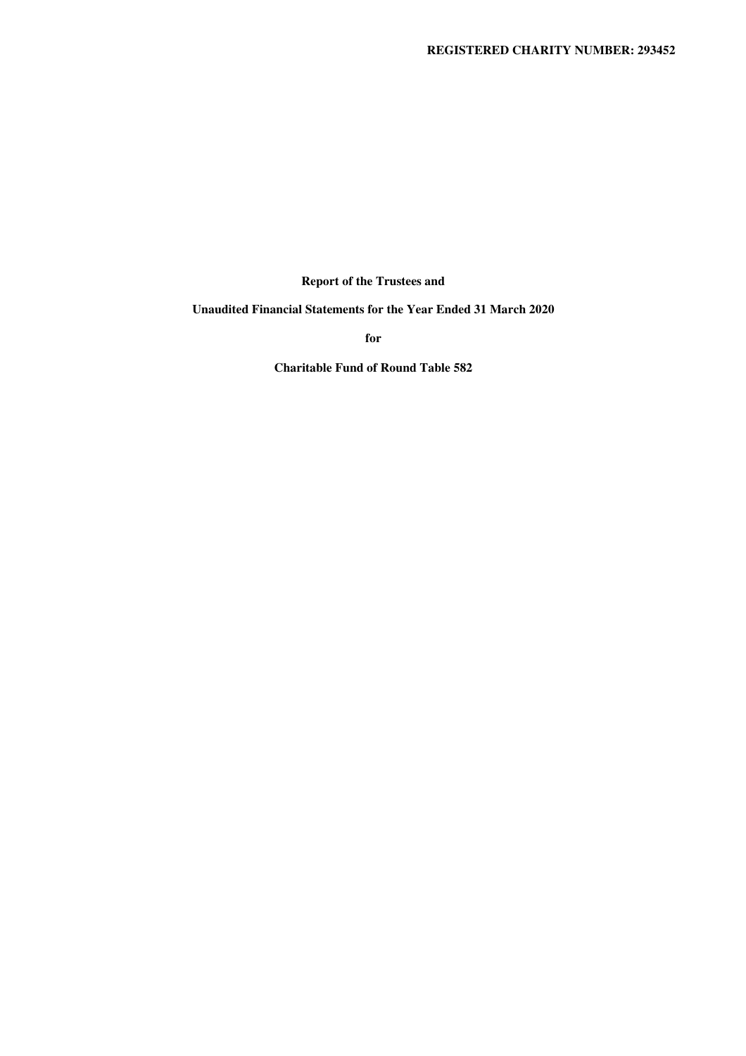**REGISTERED CHARITY NUMBER: 293452**

**Report of the Trustees and**

**Unaudited Financial Statements for the Year Ended 31 March 2020**

**for**

**Charitable Fund of Round Table 582**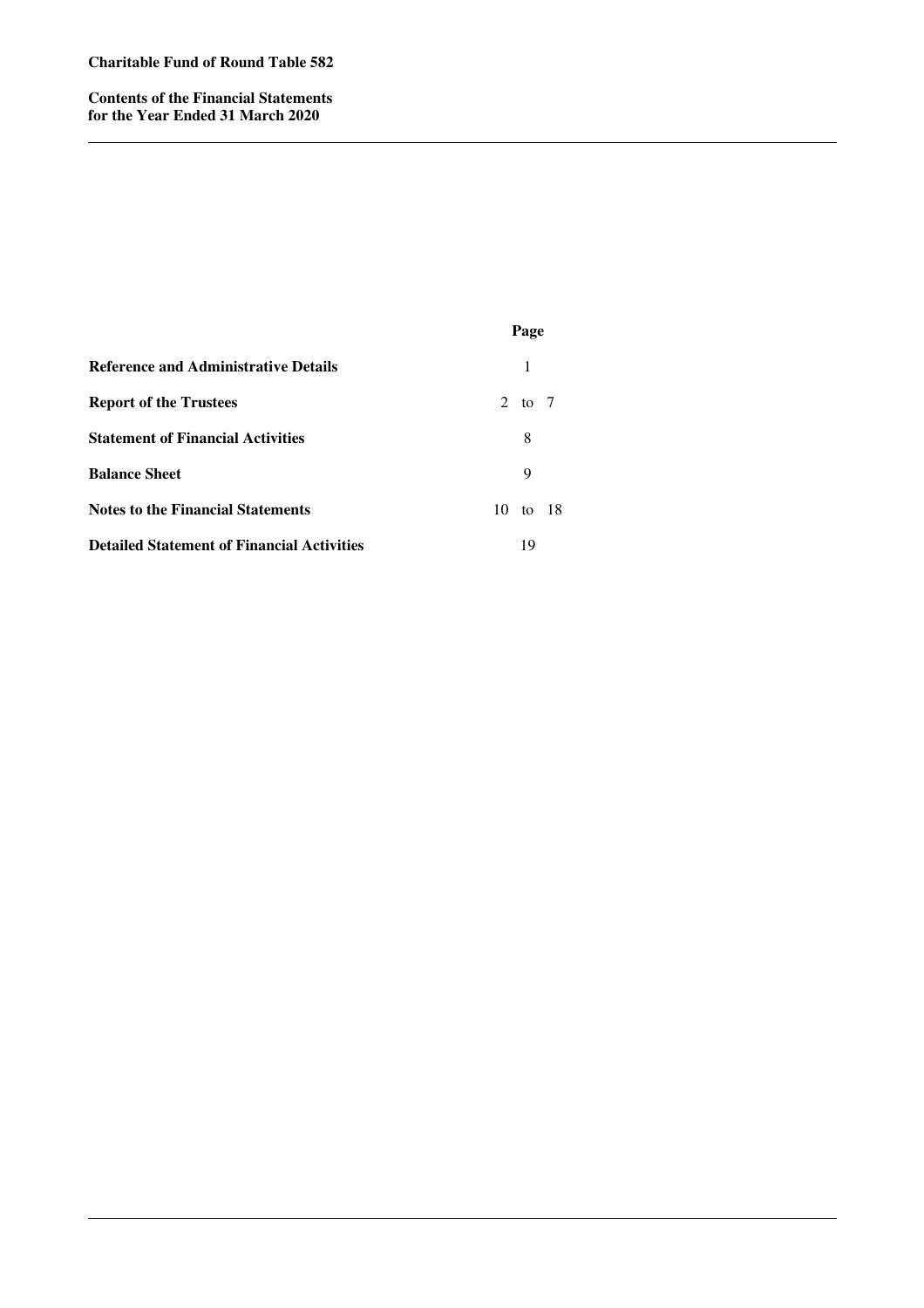**Charitable Fund of Round Table 582**

**Contents of the Financial Statements**
**for the Year Ended 31 March 2020**

| | Page |
|---|---|
| **Reference and Administrative Details** | 1 |
| **Report of the Trustees** | 2 to 7 |
| **Statement of Financial Activities** | 8 |
| **Balance Sheet** | 9 |
| **Notes to the Financial Statements** | 10 to 18 |
| **Detailed Statement of Financial Activities** | 19 |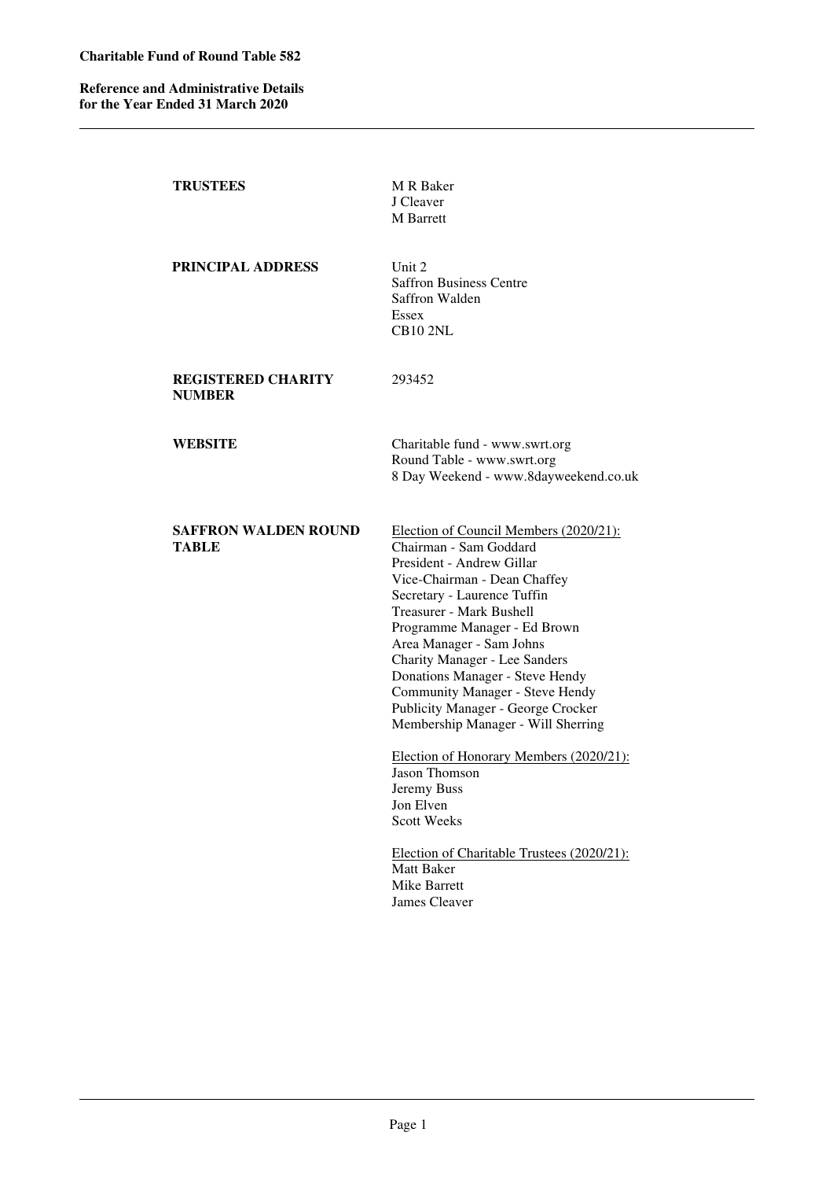# Charitable Fund of Round Table 582

## Reference and Administrative Details for the Year Ended 31 March 2020

| | |
|---|---|
| **TRUSTEES** | M R Baker<br>J Cleaver<br>M Barrett |
| **PRINCIPAL ADDRESS** | Unit 2<br>Saffron Business Centre<br>Saffron Walden<br>Essex<br>CB10 2NL |
| **REGISTERED CHARITY NUMBER** | 293452 |
| **WEBSITE** | Charitable fund - www.swrt.org<br>Round Table - www.swrt.org<br>8 Day Weekend - www.8dayweekend.co.uk |
| **SAFFRON WALDEN ROUND TABLE** | Election of Council Members (2020/21):<br>Chairman - Sam Goddard<br>President - Andrew Gillar<br>Vice-Chairman - Dean Chaffey<br>Secretary - Laurence Tuffin<br>Treasurer - Mark Bushell<br>Programme Manager - Ed Brown<br>Area Manager - Sam Johns<br>Charity Manager - Lee Sanders<br>Donations Manager - Steve Hendy<br>Community Manager - Steve Hendy<br>Publicity Manager - George Crocker<br>Membership Manager - Will Sherring<br><br>Election of Honorary Members (2020/21):<br>Jason Thomson<br>Jeremy Buss<br>Jon Elven<br>Scott Weeks<br><br>Election of Charitable Trustees (2020/21):<br>Matt Baker<br>Mike Barrett<br>James Cleaver |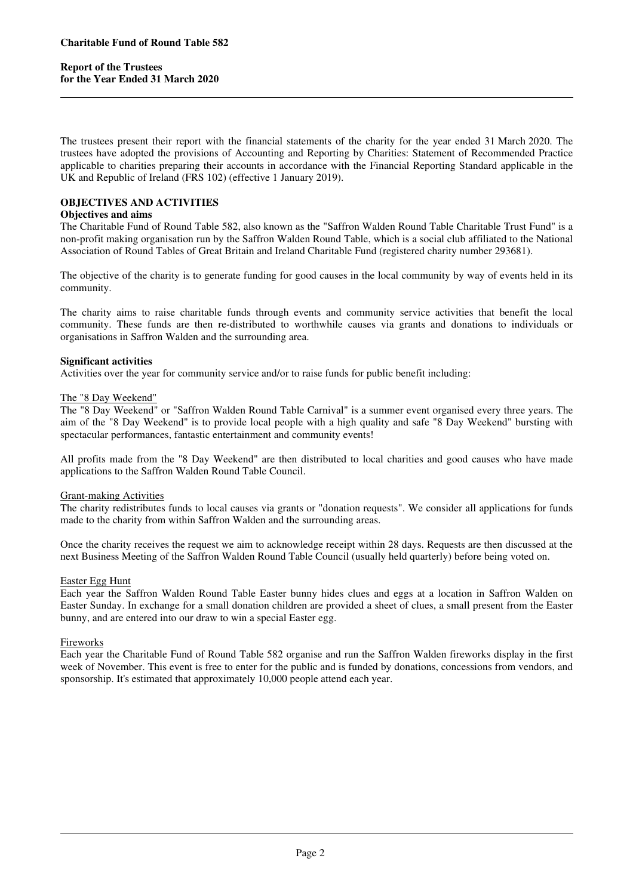**Charitable Fund of Round Table 582**

**Report of the Trustees**
**for the Year Ended 31 March 2020**

The trustees present their report with the financial statements of the charity for the year ended 31 March 2020. The trustees have adopted the provisions of Accounting and Reporting by Charities: Statement of Recommended Practice applicable to charities preparing their accounts in accordance with the Financial Reporting Standard applicable in the UK and Republic of Ireland (FRS 102) (effective 1 January 2019).

## OBJECTIVES AND ACTIVITIES

### Objectives and aims

The Charitable Fund of Round Table 582, also known as the "Saffron Walden Round Table Charitable Trust Fund" is a non-profit making organisation run by the Saffron Walden Round Table, which is a social club affiliated to the National Association of Round Tables of Great Britain and Ireland Charitable Fund (registered charity number 293681).

The objective of the charity is to generate funding for good causes in the local community by way of events held in its community.

The charity aims to raise charitable funds through events and community service activities that benefit the local community. These funds are then re-distributed to worthwhile causes via grants and donations to individuals or organisations in Saffron Walden and the surrounding area.

### Significant activities

Activities over the year for community service and/or to raise funds for public benefit including:

The "8 Day Weekend"

The "8 Day Weekend" or "Saffron Walden Round Table Carnival" is a summer event organised every three years. The aim of the "8 Day Weekend" is to provide local people with a high quality and safe "8 Day Weekend" bursting with spectacular performances, fantastic entertainment and community events!

All profits made from the "8 Day Weekend" are then distributed to local charities and good causes who have made applications to the Saffron Walden Round Table Council.

Grant-making Activities

The charity redistributes funds to local causes via grants or "donation requests". We consider all applications for funds made to the charity from within Saffron Walden and the surrounding areas.

Once the charity receives the request we aim to acknowledge receipt within 28 days. Requests are then discussed at the next Business Meeting of the Saffron Walden Round Table Council (usually held quarterly) before being voted on.

Easter Egg Hunt

Each year the Saffron Walden Round Table Easter bunny hides clues and eggs at a location in Saffron Walden on Easter Sunday. In exchange for a small donation children are provided a sheet of clues, a small present from the Easter bunny, and are entered into our draw to win a special Easter egg.

Fireworks

Each year the Charitable Fund of Round Table 582 organise and run the Saffron Walden fireworks display in the first week of November. This event is free to enter for the public and is funded by donations, concessions from vendors, and sponsorship. It's estimated that approximately 10,000 people attend each year.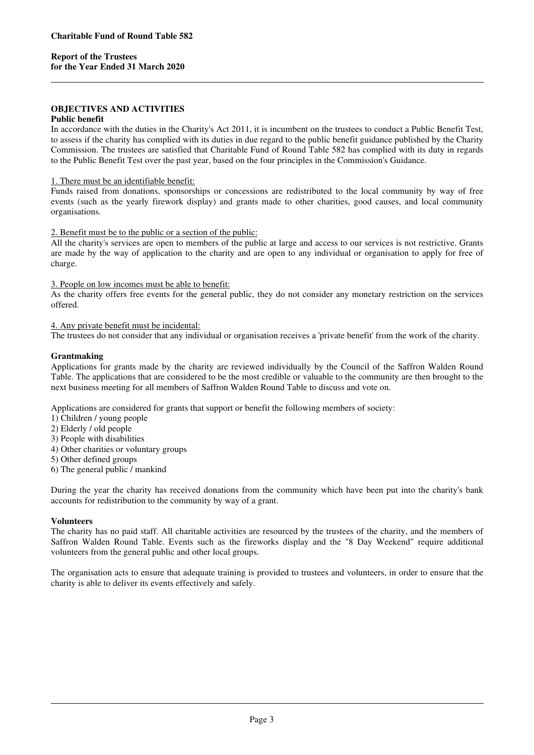# OBJECTIVES AND ACTIVITIES

## Public benefit

In accordance with the duties in the Charity's Act 2011, it is incumbent on the trustees to conduct a Public Benefit Test, to assess if the charity has complied with its duties in due regard to the public benefit guidance published by the Charity Commission. The trustees are satisfied that Charitable Fund of Round Table 582 has complied with its duty in regards to the Public Benefit Test over the past year, based on the four principles in the Commission's Guidance.

1. There must be an identifiable benefit:
Funds raised from donations, sponsorships or concessions are redistributed to the local community by way of free events (such as the yearly firework display) and grants made to other charities, good causes, and local community organisations.

2. Benefit must be to the public or a section of the public:
All the charity's services are open to members of the public at large and access to our services is not restrictive. Grants are made by the way of application to the charity and are open to any individual or organisation to apply for free of charge.

3. People on low incomes must be able to benefit:
As the charity offers free events for the general public, they do not consider any monetary restriction on the services offered.

4. Any private benefit must be incidental:
The trustees do not consider that any individual or organisation receives a 'private benefit' from the work of the charity.

## Grantmaking

Applications for grants made by the charity are reviewed individually by the Council of the Saffron Walden Round Table. The applications that are considered to be the most credible or valuable to the community are then brought to the next business meeting for all members of Saffron Walden Round Table to discuss and vote on.

Applications are considered for grants that support or benefit the following members of society:
1) Children / young people
2) Elderly / old people
3) People with disabilities
4) Other charities or voluntary groups
5) Other defined groups
6) The general public / mankind

During the year the charity has received donations from the community which have been put into the charity's bank accounts for redistribution to the community by way of a grant.

## Volunteers

The charity has no paid staff. All charitable activities are resourced by the trustees of the charity, and the members of Saffron Walden Round Table. Events such as the fireworks display and the "8 Day Weekend" require additional volunteers from the general public and other local groups.

The organisation acts to ensure that adequate training is provided to trustees and volunteers, in order to ensure that the charity is able to deliver its events effectively and safely.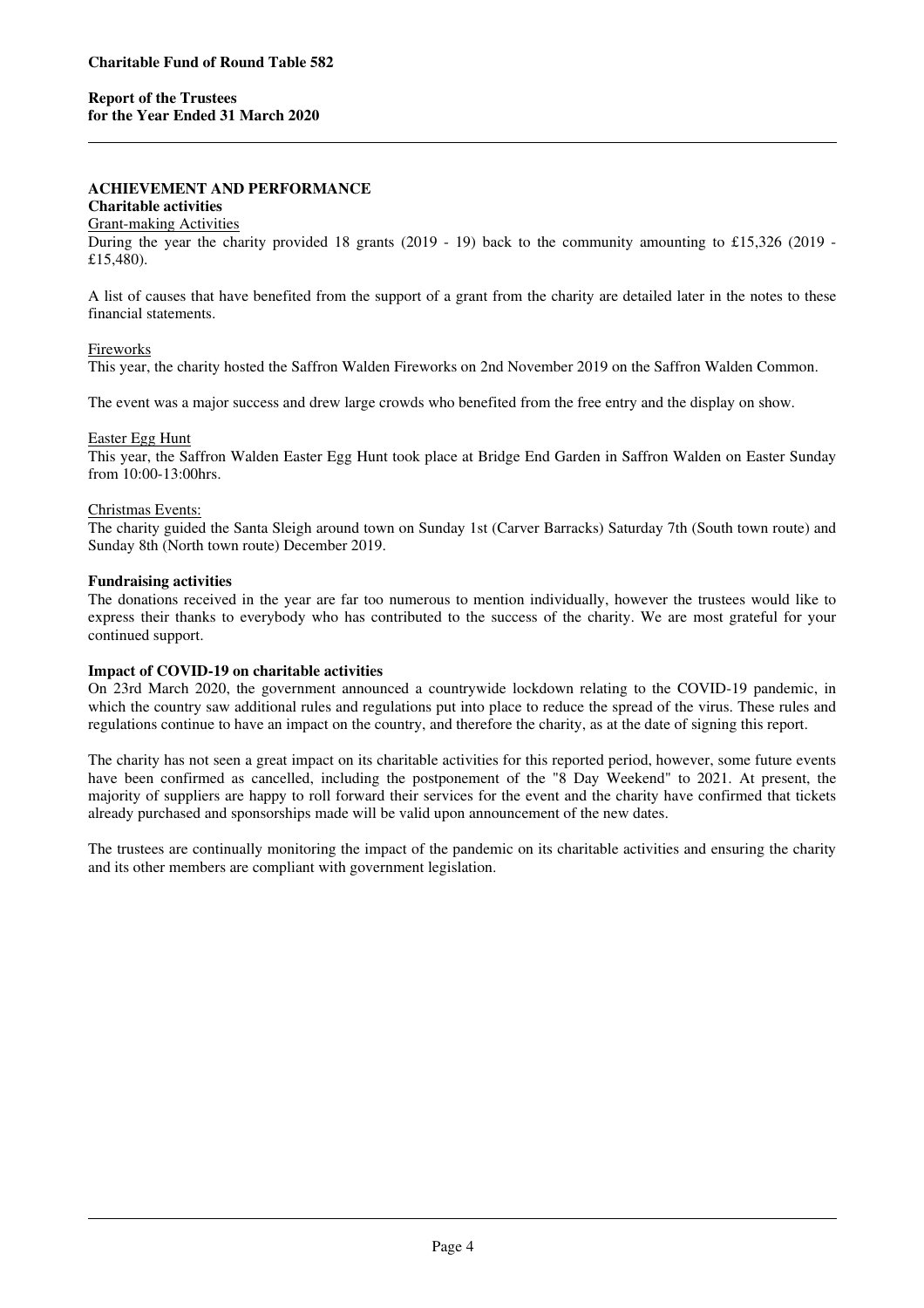## ACHIEVEMENT AND PERFORMANCE

### Charitable activities

Grant-making Activities

During the year the charity provided 18 grants (2019 - 19) back to the community amounting to £15,326 (2019 - £15,480).

A list of causes that have benefited from the support of a grant from the charity are detailed later in the notes to these financial statements.

Fireworks

This year, the charity hosted the Saffron Walden Fireworks on 2nd November 2019 on the Saffron Walden Common.

The event was a major success and drew large crowds who benefited from the free entry and the display on show.

Easter Egg Hunt

This year, the Saffron Walden Easter Egg Hunt took place at Bridge End Garden in Saffron Walden on Easter Sunday from 10:00-13:00hrs.

Christmas Events:

The charity guided the Santa Sleigh around town on Sunday 1st (Carver Barracks) Saturday 7th (South town route) and Sunday 8th (North town route) December 2019.

### Fundraising activities

The donations received in the year are far too numerous to mention individually, however the trustees would like to express their thanks to everybody who has contributed to the success of the charity. We are most grateful for your continued support.

### Impact of COVID-19 on charitable activities

On 23rd March 2020, the government announced a countrywide lockdown relating to the COVID-19 pandemic, in which the country saw additional rules and regulations put into place to reduce the spread of the virus. These rules and regulations continue to have an impact on the country, and therefore the charity, as at the date of signing this report.

The charity has not seen a great impact on its charitable activities for this reported period, however, some future events have been confirmed as cancelled, including the postponement of the "8 Day Weekend" to 2021. At present, the majority of suppliers are happy to roll forward their services for the event and the charity have confirmed that tickets already purchased and sponsorships made will be valid upon announcement of the new dates.

The trustees are continually monitoring the impact of the pandemic on its charitable activities and ensuring the charity and its other members are compliant with government legislation.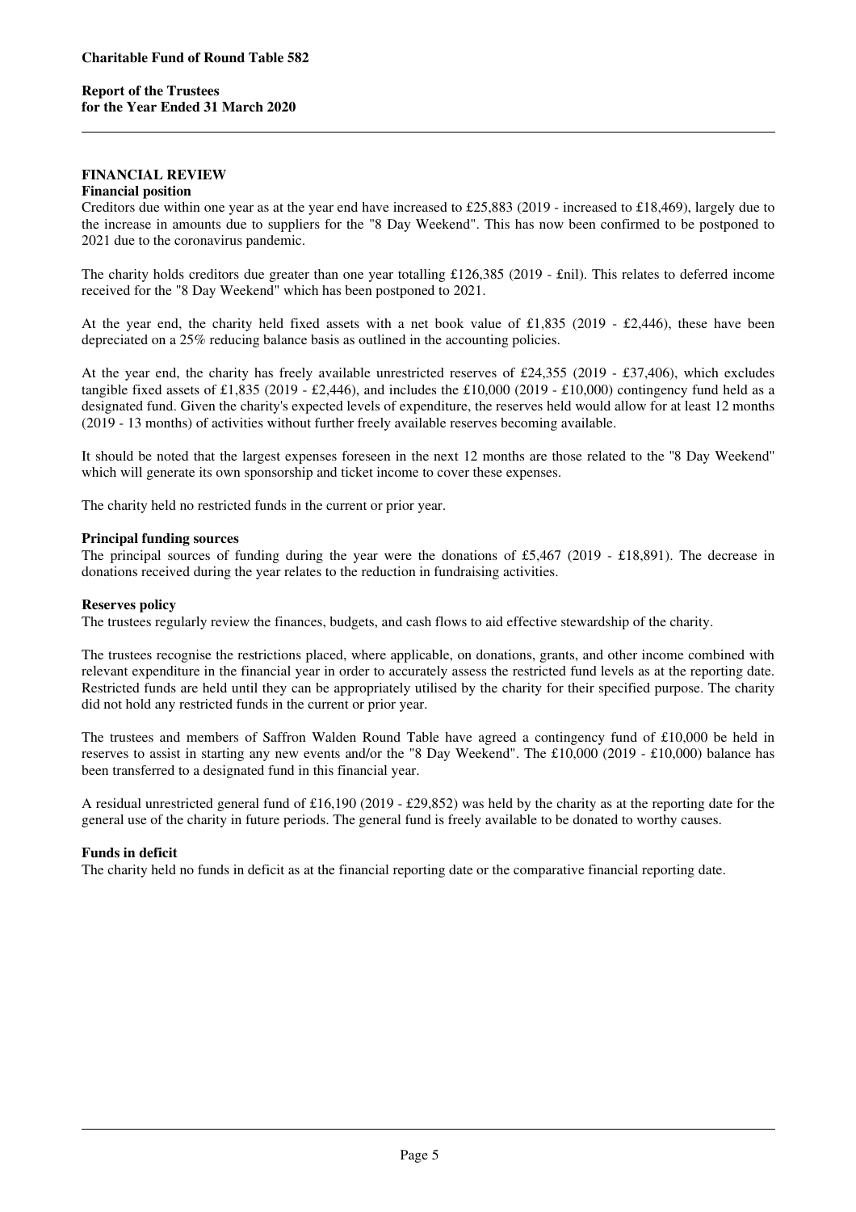## FINANCIAL REVIEW

### Financial position

Creditors due within one year as at the year end have increased to £25,883 (2019 - increased to £18,469), largely due to the increase in amounts due to suppliers for the "8 Day Weekend". This has now been confirmed to be postponed to 2021 due to the coronavirus pandemic.

The charity holds creditors due greater than one year totalling £126,385 (2019 - £nil). This relates to deferred income received for the "8 Day Weekend" which has been postponed to 2021.

At the year end, the charity held fixed assets with a net book value of £1,835 (2019 - £2,446), these have been depreciated on a 25% reducing balance basis as outlined in the accounting policies.

At the year end, the charity has freely available unrestricted reserves of £24,355 (2019 - £37,406), which excludes tangible fixed assets of £1,835 (2019 - £2,446), and includes the £10,000 (2019 - £10,000) contingency fund held as a designated fund. Given the charity's expected levels of expenditure, the reserves held would allow for at least 12 months (2019 - 13 months) of activities without further freely available reserves becoming available.

It should be noted that the largest expenses foreseen in the next 12 months are those related to the "8 Day Weekend" which will generate its own sponsorship and ticket income to cover these expenses.

The charity held no restricted funds in the current or prior year.

### Principal funding sources

The principal sources of funding during the year were the donations of £5,467 (2019 - £18,891). The decrease in donations received during the year relates to the reduction in fundraising activities.

### Reserves policy

The trustees regularly review the finances, budgets, and cash flows to aid effective stewardship of the charity.

The trustees recognise the restrictions placed, where applicable, on donations, grants, and other income combined with relevant expenditure in the financial year in order to accurately assess the restricted fund levels as at the reporting date. Restricted funds are held until they can be appropriately utilised by the charity for their specified purpose. The charity did not hold any restricted funds in the current or prior year.

The trustees and members of Saffron Walden Round Table have agreed a contingency fund of £10,000 be held in reserves to assist in starting any new events and/or the "8 Day Weekend". The £10,000 (2019 - £10,000) balance has been transferred to a designated fund in this financial year.

A residual unrestricted general fund of £16,190 (2019 - £29,852) was held by the charity as at the reporting date for the general use of the charity in future periods. The general fund is freely available to be donated to worthy causes.

### Funds in deficit

The charity held no funds in deficit as at the financial reporting date or the comparative financial reporting date.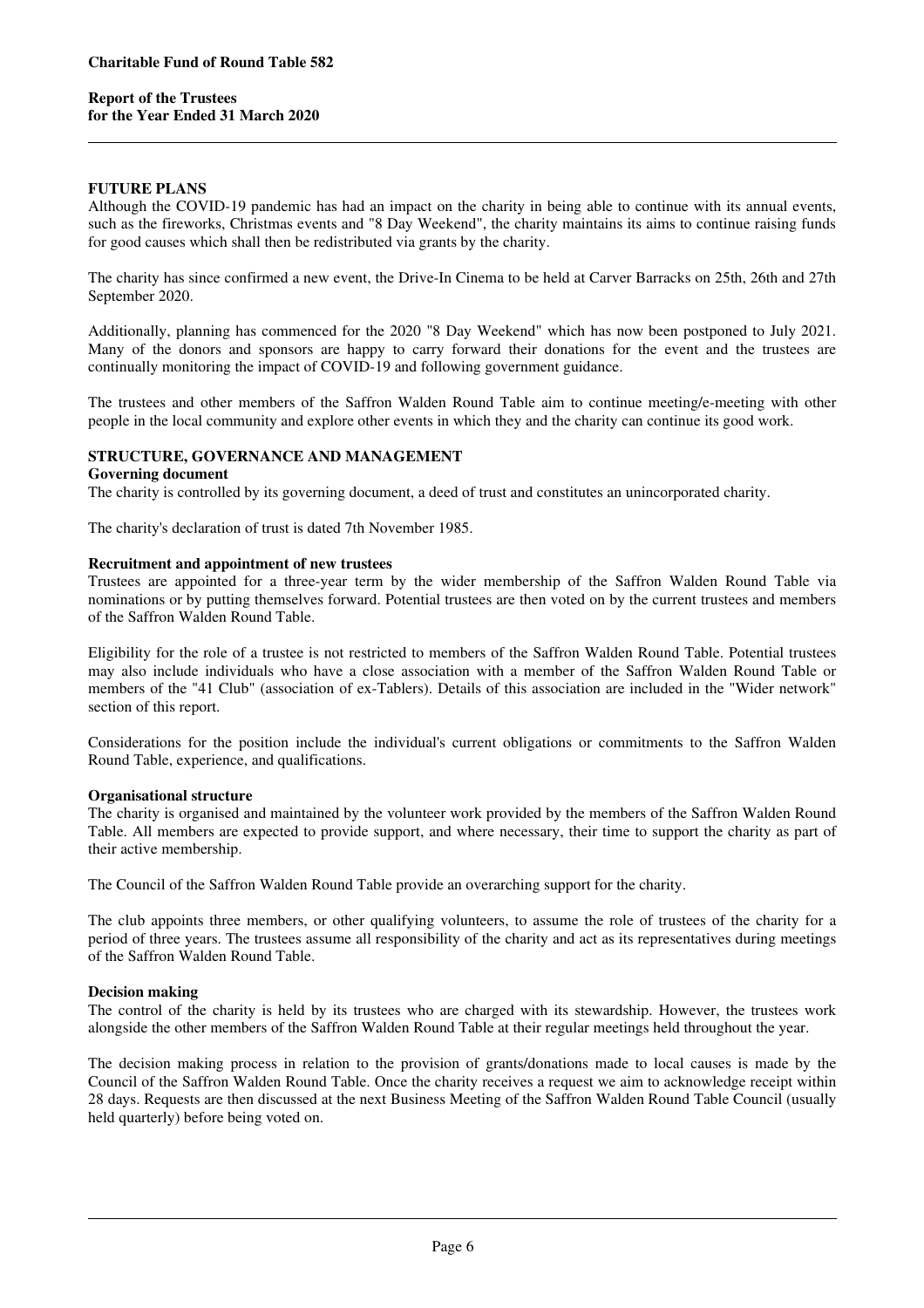## FUTURE PLANS

Although the COVID-19 pandemic has had an impact on the charity in being able to continue with its annual events, such as the fireworks, Christmas events and "8 Day Weekend", the charity maintains its aims to continue raising funds for good causes which shall then be redistributed via grants by the charity.

The charity has since confirmed a new event, the Drive-In Cinema to be held at Carver Barracks on 25th, 26th and 27th September 2020.

Additionally, planning has commenced for the 2020 "8 Day Weekend" which has now been postponed to July 2021. Many of the donors and sponsors are happy to carry forward their donations for the event and the trustees are continually monitoring the impact of COVID-19 and following government guidance.

The trustees and other members of the Saffron Walden Round Table aim to continue meeting/e-meeting with other people in the local community and explore other events in which they and the charity can continue its good work.

## STRUCTURE, GOVERNANCE AND MANAGEMENT

### Governing document

The charity is controlled by its governing document, a deed of trust and constitutes an unincorporated charity.

The charity's declaration of trust is dated 7th November 1985.

### Recruitment and appointment of new trustees

Trustees are appointed for a three-year term by the wider membership of the Saffron Walden Round Table via nominations or by putting themselves forward. Potential trustees are then voted on by the current trustees and members of the Saffron Walden Round Table.

Eligibility for the role of a trustee is not restricted to members of the Saffron Walden Round Table. Potential trustees may also include individuals who have a close association with a member of the Saffron Walden Round Table or members of the "41 Club" (association of ex-Tablers). Details of this association are included in the "Wider network" section of this report.

Considerations for the position include the individual's current obligations or commitments to the Saffron Walden Round Table, experience, and qualifications.

### Organisational structure

The charity is organised and maintained by the volunteer work provided by the members of the Saffron Walden Round Table. All members are expected to provide support, and where necessary, their time to support the charity as part of their active membership.

The Council of the Saffron Walden Round Table provide an overarching support for the charity.

The club appoints three members, or other qualifying volunteers, to assume the role of trustees of the charity for a period of three years. The trustees assume all responsibility of the charity and act as its representatives during meetings of the Saffron Walden Round Table.

### Decision making

The control of the charity is held by its trustees who are charged with its stewardship. However, the trustees work alongside the other members of the Saffron Walden Round Table at their regular meetings held throughout the year.

The decision making process in relation to the provision of grants/donations made to local causes is made by the Council of the Saffron Walden Round Table. Once the charity receives a request we aim to acknowledge receipt within 28 days. Requests are then discussed at the next Business Meeting of the Saffron Walden Round Table Council (usually held quarterly) before being voted on.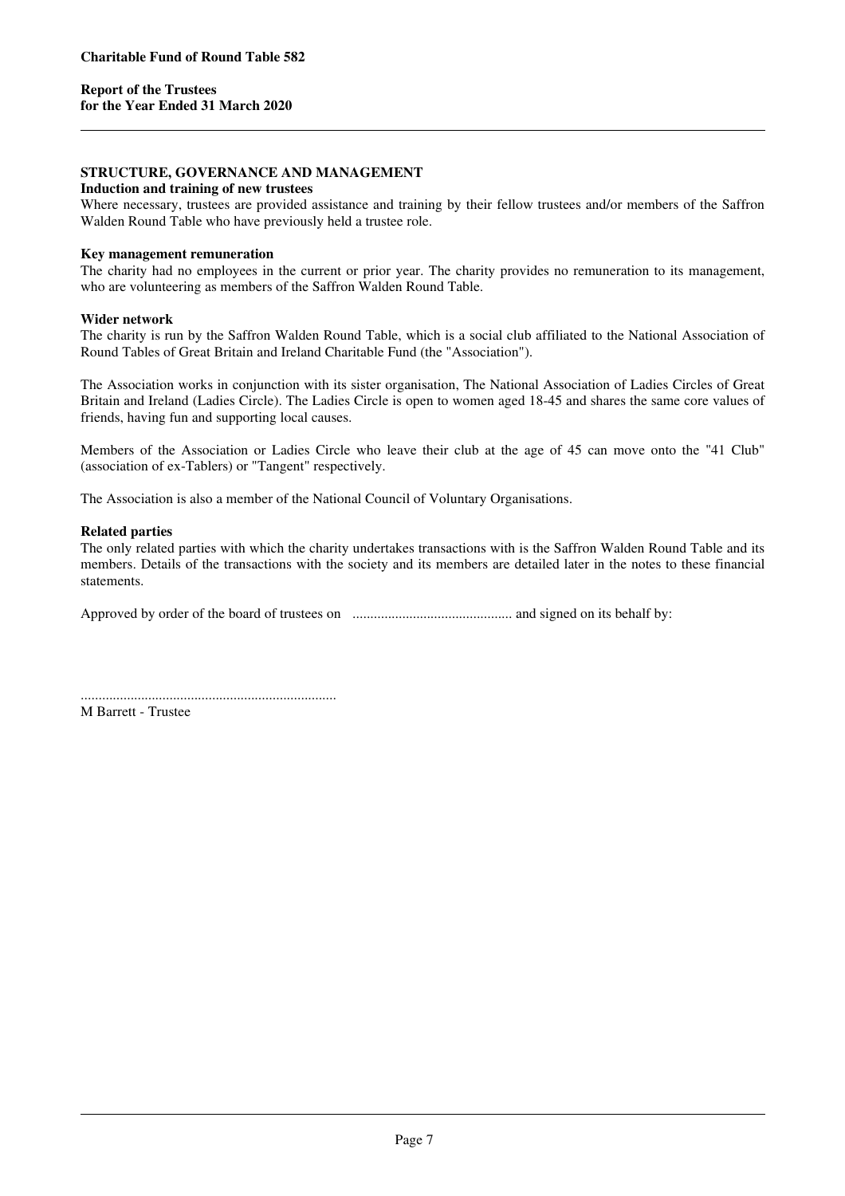## STRUCTURE, GOVERNANCE AND MANAGEMENT

### Induction and training of new trustees

Where necessary, trustees are provided assistance and training by their fellow trustees and/or members of the Saffron Walden Round Table who have previously held a trustee role.

### Key management remuneration

The charity had no employees in the current or prior year. The charity provides no remuneration to its management, who are volunteering as members of the Saffron Walden Round Table.

### Wider network

The charity is run by the Saffron Walden Round Table, which is a social club affiliated to the National Association of Round Tables of Great Britain and Ireland Charitable Fund (the "Association").

The Association works in conjunction with its sister organisation, The National Association of Ladies Circles of Great Britain and Ireland (Ladies Circle). The Ladies Circle is open to women aged 18-45 and shares the same core values of friends, having fun and supporting local causes.

Members of the Association or Ladies Circle who leave their club at the age of 45 can move onto the "41 Club" (association of ex-Tablers) or "Tangent" respectively.

The Association is also a member of the National Council of Voluntary Organisations.

### Related parties

The only related parties with which the charity undertakes transactions with is the Saffron Walden Round Table and its members. Details of the transactions with the society and its members are detailed later in the notes to these financial statements.

Approved by order of the board of trustees on ............................................ and signed on its behalf by:

.......................................................................

M Barrett - Trustee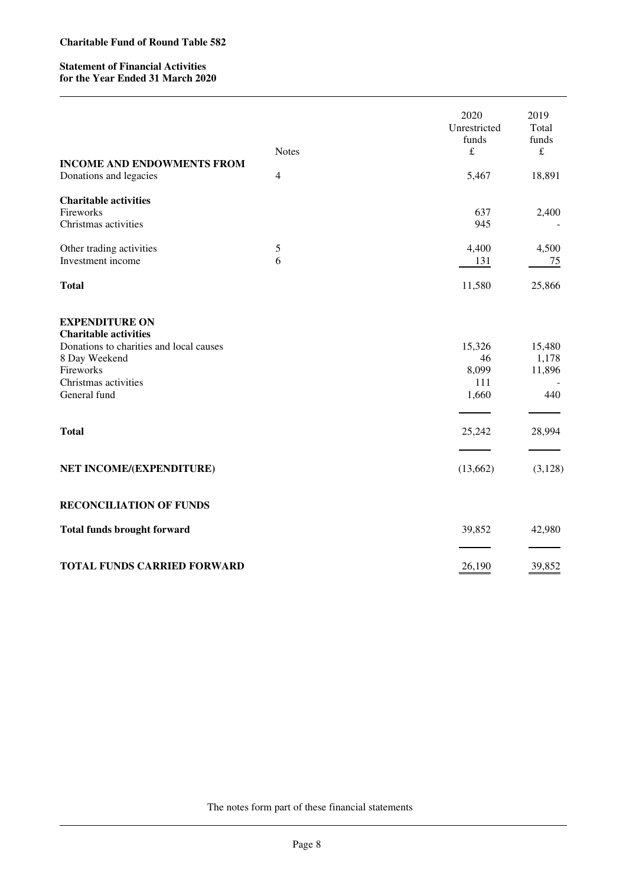**Charitable Fund of Round Table 582**

**Statement of Financial Activities**
**for the Year Ended 31 March 2020**

| | Notes | 2020 Unrestricted funds £ | 2019 Total funds £ |
|---|---|---|---|
| **INCOME AND ENDOWMENTS FROM** | | | |
| Donations and legacies | 4 | 5,467 | 18,891 |
| | | | |
| **Charitable activities** | | | |
| Fireworks | | 637 | 2,400 |
| Christmas activities | | 945 | - |
| | | | |
| Other trading activities | 5 | 4,400 | 4,500 |
| Investment income | 6 | 131 | 75 |
| | | | |
| **Total** | | 11,580 | 25,866 |
| | | | |
| **EXPENDITURE ON** | | | |
| **Charitable activities** | | | |
| Donations to charities and local causes | | 15,326 | 15,480 |
| 8 Day Weekend | | 46 | 1,178 |
| Fireworks | | 8,099 | 11,896 |
| Christmas activities | | 111 | - |
| General fund | | 1,660 | 440 |
| | | | |
| **Total** | | 25,242 | 28,994 |
| | | | |
| **NET INCOME/(EXPENDITURE)** | | (13,662) | (3,128) |
| | | | |
| **RECONCILIATION OF FUNDS** | | | |
| | | | |
| **Total funds brought forward** | | 39,852 | 42,980 |
| | | | |
| **TOTAL FUNDS CARRIED FORWARD** | | 26,190 | 39,852 |

The notes form part of these financial statements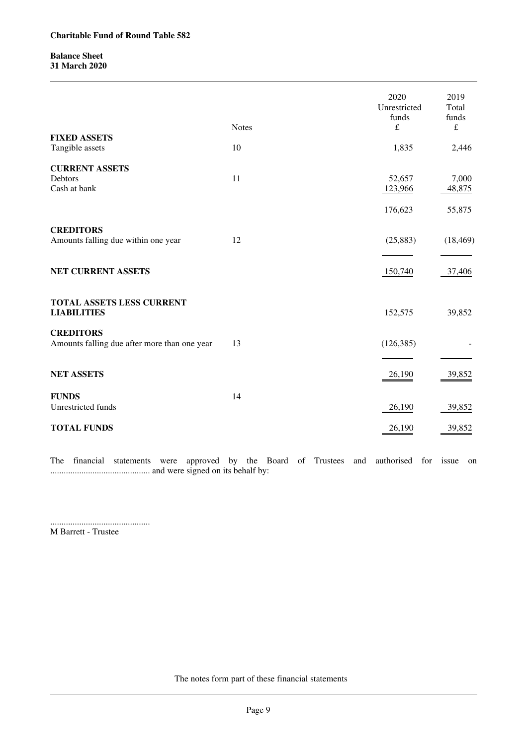**Charitable Fund of Round Table 582**

**Balance Sheet**
**31 March 2020**

| | Notes | 2020 Unrestricted funds £ | 2019 Total funds £ |
|---|---|---|---|
| **FIXED ASSETS** | | | |
| Tangible assets | 10 | 1,835 | 2,446 |
| **CURRENT ASSETS** | | | |
| Debtors | 11 | 52,657 | 7,000 |
| Cash at bank | | 123,966 | 48,875 |
| | | 176,623 | 55,875 |
| **CREDITORS** | | | |
| Amounts falling due within one year | 12 | (25,883) | (18,469) |
| **NET CURRENT ASSETS** | | 150,740 | 37,406 |
| **TOTAL ASSETS LESS CURRENT LIABILITIES** | | 152,575 | 39,852 |
| **CREDITORS** | | | |
| Amounts falling due after more than one year | 13 | (126,385) | - |
| **NET ASSETS** | | 26,190 | 39,852 |
| **FUNDS** | 14 | | |
| Unrestricted funds | | 26,190 | 39,852 |
| **TOTAL FUNDS** | | 26,190 | 39,852 |

The financial statements were approved by the Board of Trustees and authorised for issue on ............................................ and were signed on its behalf by:

............................................
M Barrett - Trustee

The notes form part of these financial statements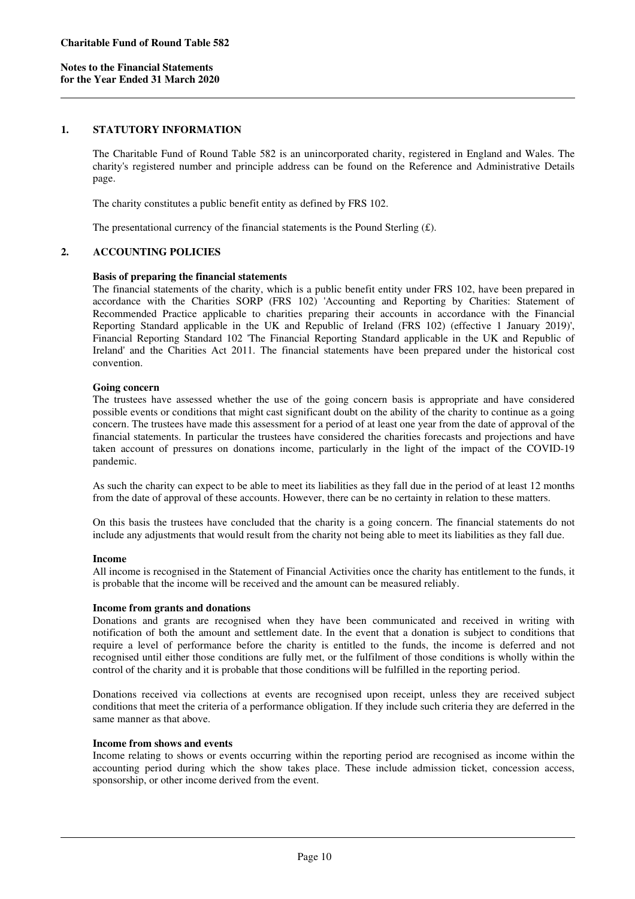**Charitable Fund of Round Table 582**

**Notes to the Financial Statements**
**for the Year Ended 31 March 2020**

## 1. STATUTORY INFORMATION

The Charitable Fund of Round Table 582 is an unincorporated charity, registered in England and Wales. The charity's registered number and principle address can be found on the Reference and Administrative Details page.

The charity constitutes a public benefit entity as defined by FRS 102.

The presentational currency of the financial statements is the Pound Sterling (£).

## 2. ACCOUNTING POLICIES

**Basis of preparing the financial statements**

The financial statements of the charity, which is a public benefit entity under FRS 102, have been prepared in accordance with the Charities SORP (FRS 102) 'Accounting and Reporting by Charities: Statement of Recommended Practice applicable to charities preparing their accounts in accordance with the Financial Reporting Standard applicable in the UK and Republic of Ireland (FRS 102) (effective 1 January 2019)', Financial Reporting Standard 102 'The Financial Reporting Standard applicable in the UK and Republic of Ireland' and the Charities Act 2011. The financial statements have been prepared under the historical cost convention.

**Going concern**

The trustees have assessed whether the use of the going concern basis is appropriate and have considered possible events or conditions that might cast significant doubt on the ability of the charity to continue as a going concern. The trustees have made this assessment for a period of at least one year from the date of approval of the financial statements. In particular the trustees have considered the charities forecasts and projections and have taken account of pressures on donations income, particularly in the light of the impact of the COVID-19 pandemic.

As such the charity can expect to be able to meet its liabilities as they fall due in the period of at least 12 months from the date of approval of these accounts. However, there can be no certainty in relation to these matters.

On this basis the trustees have concluded that the charity is a going concern. The financial statements do not include any adjustments that would result from the charity not being able to meet its liabilities as they fall due.

**Income**

All income is recognised in the Statement of Financial Activities once the charity has entitlement to the funds, it is probable that the income will be received and the amount can be measured reliably.

**Income from grants and donations**

Donations and grants are recognised when they have been communicated and received in writing with notification of both the amount and settlement date. In the event that a donation is subject to conditions that require a level of performance before the charity is entitled to the funds, the income is deferred and not recognised until either those conditions are fully met, or the fulfilment of those conditions is wholly within the control of the charity and it is probable that those conditions will be fulfilled in the reporting period.

Donations received via collections at events are recognised upon receipt, unless they are received subject conditions that meet the criteria of a performance obligation. If they include such criteria they are deferred in the same manner as that above.

**Income from shows and events**

Income relating to shows or events occurring within the reporting period are recognised as income within the accounting period during which the show takes place. These include admission ticket, concession access, sponsorship, or other income derived from the event.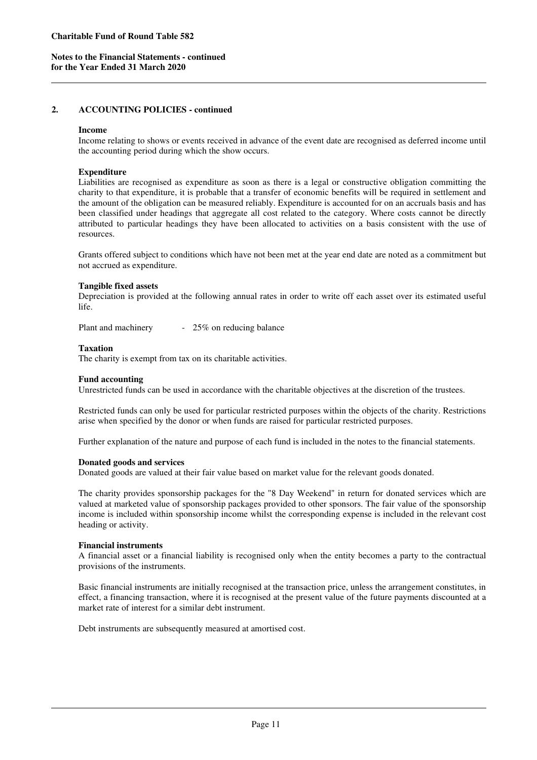**Charitable Fund of Round Table 582**

**Notes to the Financial Statements - continued**
**for the Year Ended 31 March 2020**

## 2. ACCOUNTING POLICIES - continued

**Income**

Income relating to shows or events received in advance of the event date are recognised as deferred income until the accounting period during which the show occurs.

**Expenditure**

Liabilities are recognised as expenditure as soon as there is a legal or constructive obligation committing the charity to that expenditure, it is probable that a transfer of economic benefits will be required in settlement and the amount of the obligation can be measured reliably. Expenditure is accounted for on an accruals basis and has been classified under headings that aggregate all cost related to the category. Where costs cannot be directly attributed to particular headings they have been allocated to activities on a basis consistent with the use of resources.

Grants offered subject to conditions which have not been met at the year end date are noted as a commitment but not accrued as expenditure.

**Tangible fixed assets**

Depreciation is provided at the following annual rates in order to write off each asset over its estimated useful life.

Plant and machinery - 25% on reducing balance

**Taxation**

The charity is exempt from tax on its charitable activities.

**Fund accounting**

Unrestricted funds can be used in accordance with the charitable objectives at the discretion of the trustees.

Restricted funds can only be used for particular restricted purposes within the objects of the charity. Restrictions arise when specified by the donor or when funds are raised for particular restricted purposes.

Further explanation of the nature and purpose of each fund is included in the notes to the financial statements.

**Donated goods and services**

Donated goods are valued at their fair value based on market value for the relevant goods donated.

The charity provides sponsorship packages for the "8 Day Weekend" in return for donated services which are valued at marketed value of sponsorship packages provided to other sponsors. The fair value of the sponsorship income is included within sponsorship income whilst the corresponding expense is included in the relevant cost heading or activity.

**Financial instruments**

A financial asset or a financial liability is recognised only when the entity becomes a party to the contractual provisions of the instruments.

Basic financial instruments are initially recognised at the transaction price, unless the arrangement constitutes, in effect, a financing transaction, where it is recognised at the present value of the future payments discounted at a market rate of interest for a similar debt instrument.

Debt instruments are subsequently measured at amortised cost.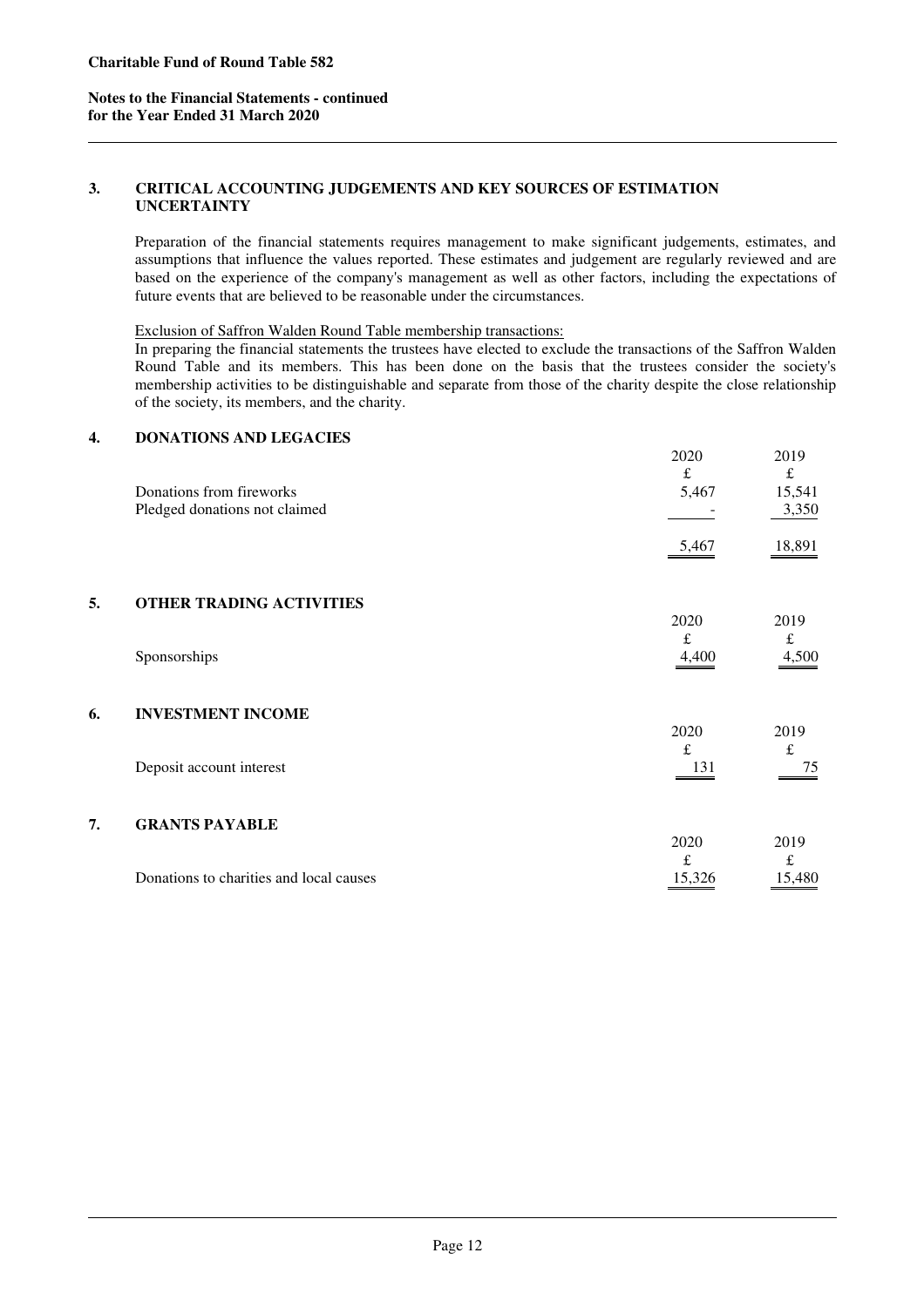**Charitable Fund of Round Table 582**

**Notes to the Financial Statements - continued**
**for the Year Ended 31 March 2020**

## 3. CRITICAL ACCOUNTING JUDGEMENTS AND KEY SOURCES OF ESTIMATION UNCERTAINTY

Preparation of the financial statements requires management to make significant judgements, estimates, and assumptions that influence the values reported. These estimates and judgement are regularly reviewed and are based on the experience of the company's management as well as other factors, including the expectations of future events that are believed to be reasonable under the circumstances.

Exclusion of Saffron Walden Round Table membership transactions:

In preparing the financial statements the trustees have elected to exclude the transactions of the Saffron Walden Round Table and its members. This has been done on the basis that the trustees consider the society's membership activities to be distinguishable and separate from those of the charity despite the close relationship of the society, its members, and the charity.

## 4. DONATIONS AND LEGACIES

| | 2020 | 2019 |
|---|---|---|
| | £ | £ |
| Donations from fireworks | 5,467 | 15,541 |
| Pledged donations not claimed | - | 3,350 |
| | 5,467 | 18,891 |

## 5. OTHER TRADING ACTIVITIES

| | 2020 | 2019 |
|---|---|---|
| | £ | £ |
| Sponsorships | 4,400 | 4,500 |

## 6. INVESTMENT INCOME

| | 2020 | 2019 |
|---|---|---|
| | £ | £ |
| Deposit account interest | 131 | 75 |

## 7. GRANTS PAYABLE

| | 2020 | 2019 |
|---|---|---|
| | £ | £ |
| Donations to charities and local causes | 15,326 | 15,480 |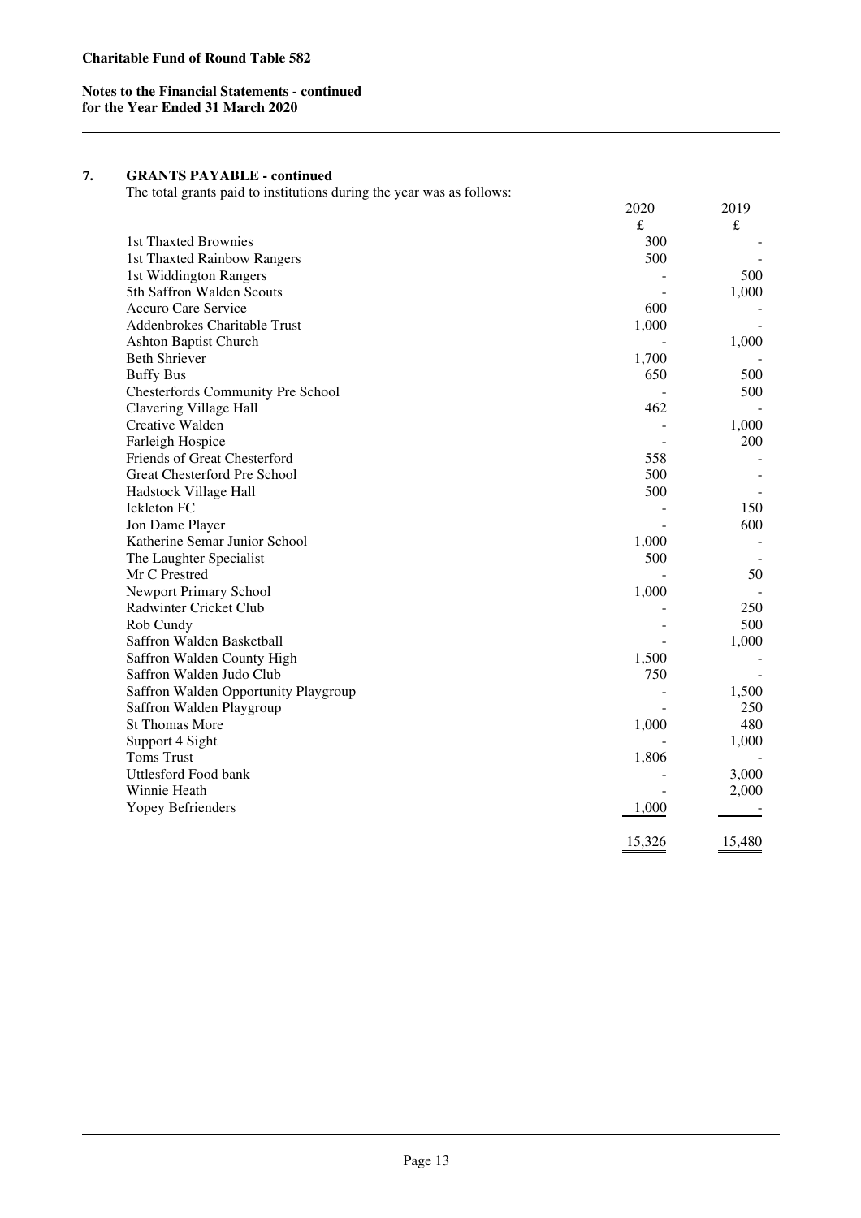**Charitable Fund of Round Table 582**

**Notes to the Financial Statements - continued**
**for the Year Ended 31 March 2020**

## 7. GRANTS PAYABLE - continued

The total grants paid to institutions during the year was as follows:

| | 2020 | 2019 |
|---|---|---|
| | £ | £ |
| 1st Thaxted Brownies | 300 | - |
| 1st Thaxted Rainbow Rangers | 500 | - |
| 1st Widdington Rangers | - | 500 |
| 5th Saffron Walden Scouts | - | 1,000 |
| Accuro Care Service | 600 | - |
| Addenbrokes Charitable Trust | 1,000 | - |
| Ashton Baptist Church | - | 1,000 |
| Beth Shriever | 1,700 | - |
| Buffy Bus | 650 | 500 |
| Chesterfords Community Pre School | - | 500 |
| Clavering Village Hall | 462 | - |
| Creative Walden | - | 1,000 |
| Farleigh Hospice | - | 200 |
| Friends of Great Chesterford | 558 | - |
| Great Chesterford Pre School | 500 | - |
| Hadstock Village Hall | 500 | - |
| Ickleton FC | - | 150 |
| Jon Dame Player | - | 600 |
| Katherine Semar Junior School | 1,000 | - |
| The Laughter Specialist | 500 | - |
| Mr C Prestred | - | 50 |
| Newport Primary School | 1,000 | - |
| Radwinter Cricket Club | - | 250 |
| Rob Cundy | - | 500 |
| Saffron Walden Basketball | - | 1,000 |
| Saffron Walden County High | 1,500 | - |
| Saffron Walden Judo Club | 750 | - |
| Saffron Walden Opportunity Playgroup | - | 1,500 |
| Saffron Walden Playgroup | - | 250 |
| St Thomas More | 1,000 | 480 |
| Support 4 Sight | - | 1,000 |
| Toms Trust | 1,806 | - |
| Uttlesford Food bank | - | 3,000 |
| Winnie Heath | - | 2,000 |
| Yopey Befrienders | 1,000 | - |
| | 15,326 | 15,480 |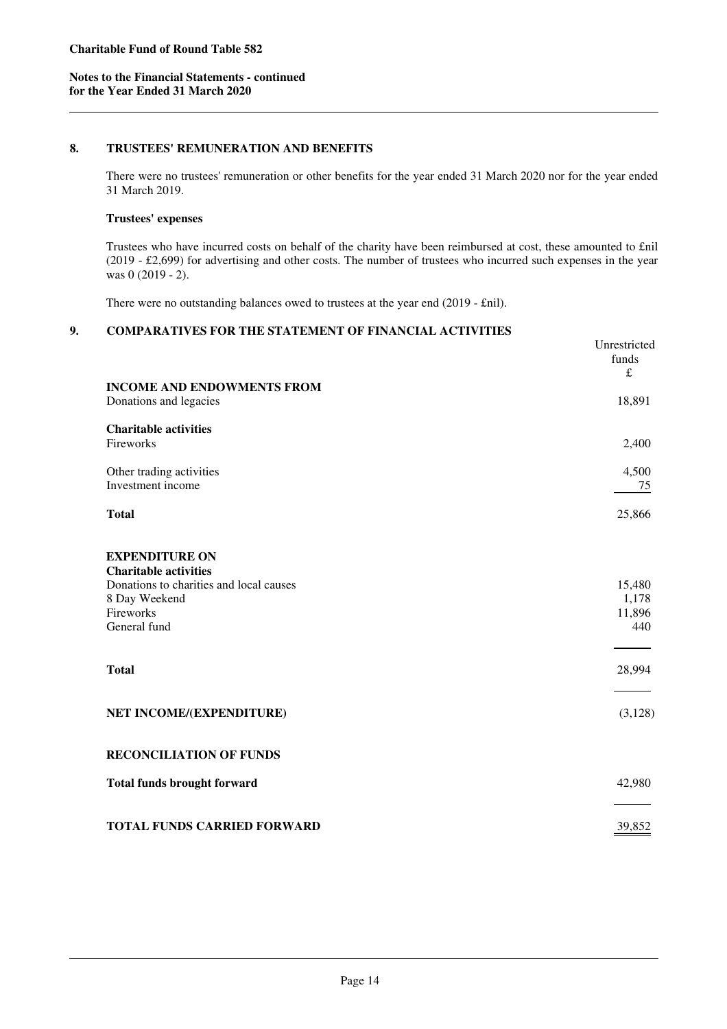## 8. TRUSTEES' REMUNERATION AND BENEFITS

There were no trustees' remuneration or other benefits for the year ended 31 March 2020 nor for the year ended 31 March 2019.

### Trustees' expenses

Trustees who have incurred costs on behalf of the charity have been reimbursed at cost, these amounted to £nil (2019 - £2,699) for advertising and other costs. The number of trustees who incurred such expenses in the year was 0 (2019 - 2).

There were no outstanding balances owed to trustees at the year end (2019 - £nil).

## 9. COMPARATIVES FOR THE STATEMENT OF FINANCIAL ACTIVITIES

| | Unrestricted funds £ |
|---|---|
| **INCOME AND ENDOWMENTS FROM** | |
| Donations and legacies | 18,891 |
| **Charitable activities** | |
| Fireworks | 2,400 |
| Other trading activities | 4,500 |
| Investment income | 75 |
| **Total** | 25,866 |
| **EXPENDITURE ON** | |
| **Charitable activities** | |
| Donations to charities and local causes | 15,480 |
| 8 Day Weekend | 1,178 |
| Fireworks | 11,896 |
| General fund | 440 |
| **Total** | 28,994 |
| **NET INCOME/(EXPENDITURE)** | (3,128) |
| **RECONCILIATION OF FUNDS** | |
| **Total funds brought forward** | 42,980 |
| **TOTAL FUNDS CARRIED FORWARD** | 39,852 |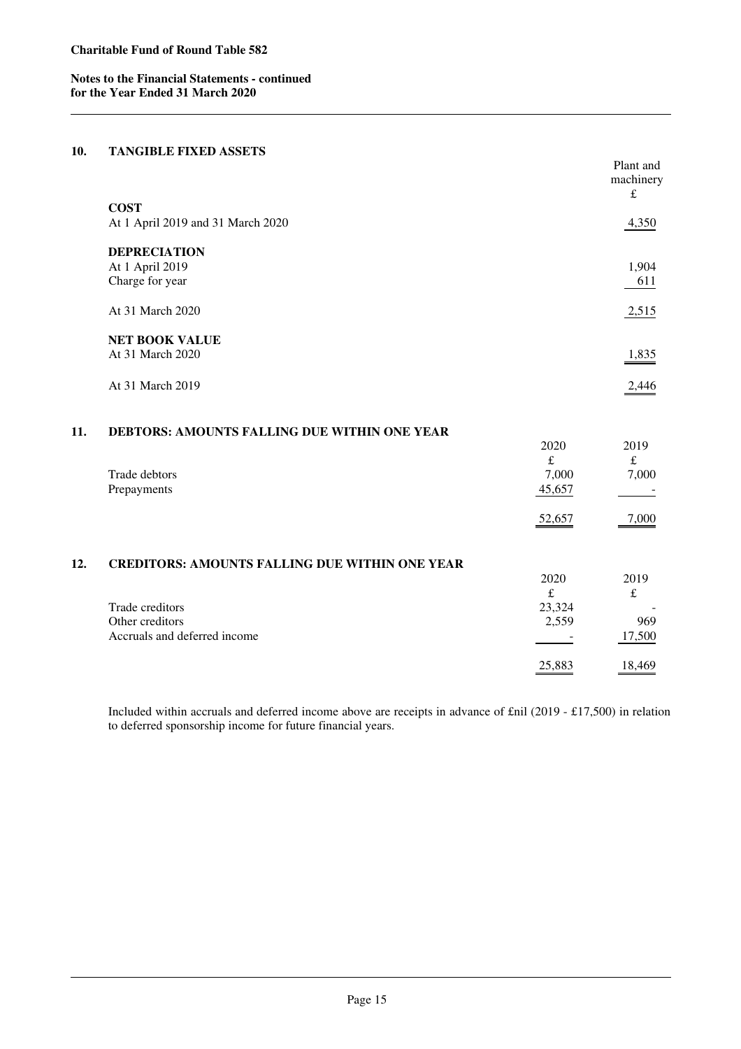**Charitable Fund of Round Table 582**

**Notes to the Financial Statements - continued**
**for the Year Ended 31 March 2020**

## 10. TANGIBLE FIXED ASSETS

| | Plant and machinery £ |
|---|---|
| **COST** | |
| At 1 April 2019 and 31 March 2020 | 4,350 |
| **DEPRECIATION** | |
| At 1 April 2019 | 1,904 |
| Charge for year | 611 |
| At 31 March 2020 | 2,515 |
| **NET BOOK VALUE** | |
| At 31 March 2020 | 1,835 |
| At 31 March 2019 | 2,446 |

## 11. DEBTORS: AMOUNTS FALLING DUE WITHIN ONE YEAR

| | 2020 £ | 2019 £ |
|---|---|---|
| Trade debtors | 7,000 | 7,000 |
| Prepayments | 45,657 | - |
| | 52,657 | 7,000 |

## 12. CREDITORS: AMOUNTS FALLING DUE WITHIN ONE YEAR

| | 2020 £ | 2019 £ |
|---|---|---|
| Trade creditors | 23,324 | - |
| Other creditors | 2,559 | 969 |
| Accruals and deferred income | - | 17,500 |
| | 25,883 | 18,469 |

Included within accruals and deferred income above are receipts in advance of £nil (2019 - £17,500) in relation to deferred sponsorship income for future financial years.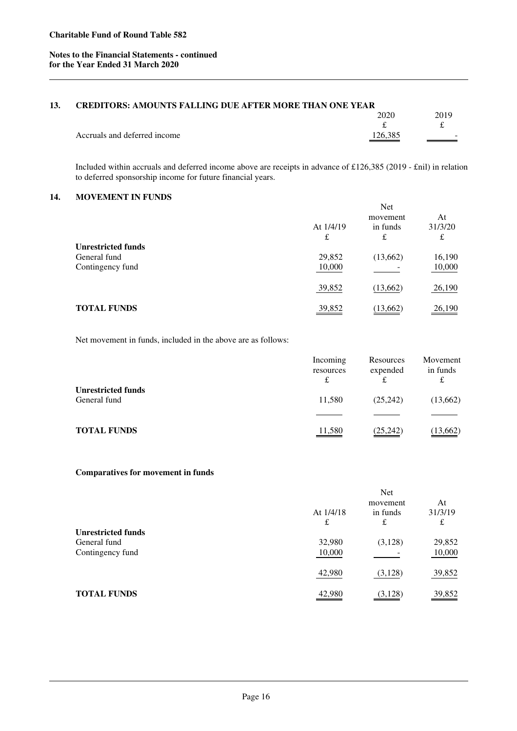**Charitable Fund of Round Table 582**

**Notes to the Financial Statements - continued**
**for the Year Ended 31 March 2020**

## 13. CREDITORS: AMOUNTS FALLING DUE AFTER MORE THAN ONE YEAR

| | 2020 | 2019 |
|---|---|---|
| | £ | £ |
| Accruals and deferred income | 126,385 | - |

Included within accruals and deferred income above are receipts in advance of £126,385 (2019 - £nil) in relation to deferred sponsorship income for future financial years.

## 14. MOVEMENT IN FUNDS

| | At 1/4/19 | Net movement in funds | At 31/3/20 |
|---|---|---|---|
| | £ | £ | £ |
| **Unrestricted funds** | | | |
| General fund | 29,852 | (13,662) | 16,190 |
| Contingency fund | 10,000 | - | 10,000 |
| | 39,852 | (13,662) | 26,190 |
| **TOTAL FUNDS** | 39,852 | (13,662) | 26,190 |

Net movement in funds, included in the above are as follows:

| | Incoming resources | Resources expended | Movement in funds |
|---|---|---|---|
| | £ | £ | £ |
| **Unrestricted funds** | | | |
| General fund | 11,580 | (25,242) | (13,662) |
| **TOTAL FUNDS** | 11,580 | (25,242) | (13,662) |

**Comparatives for movement in funds**

| | At 1/4/18 | Net movement in funds | At 31/3/19 |
|---|---|---|---|
| | £ | £ | £ |
| **Unrestricted funds** | | | |
| General fund | 32,980 | (3,128) | 29,852 |
| Contingency fund | 10,000 | - | 10,000 |
| | 42,980 | (3,128) | 39,852 |
| **TOTAL FUNDS** | 42,980 | (3,128) | 39,852 |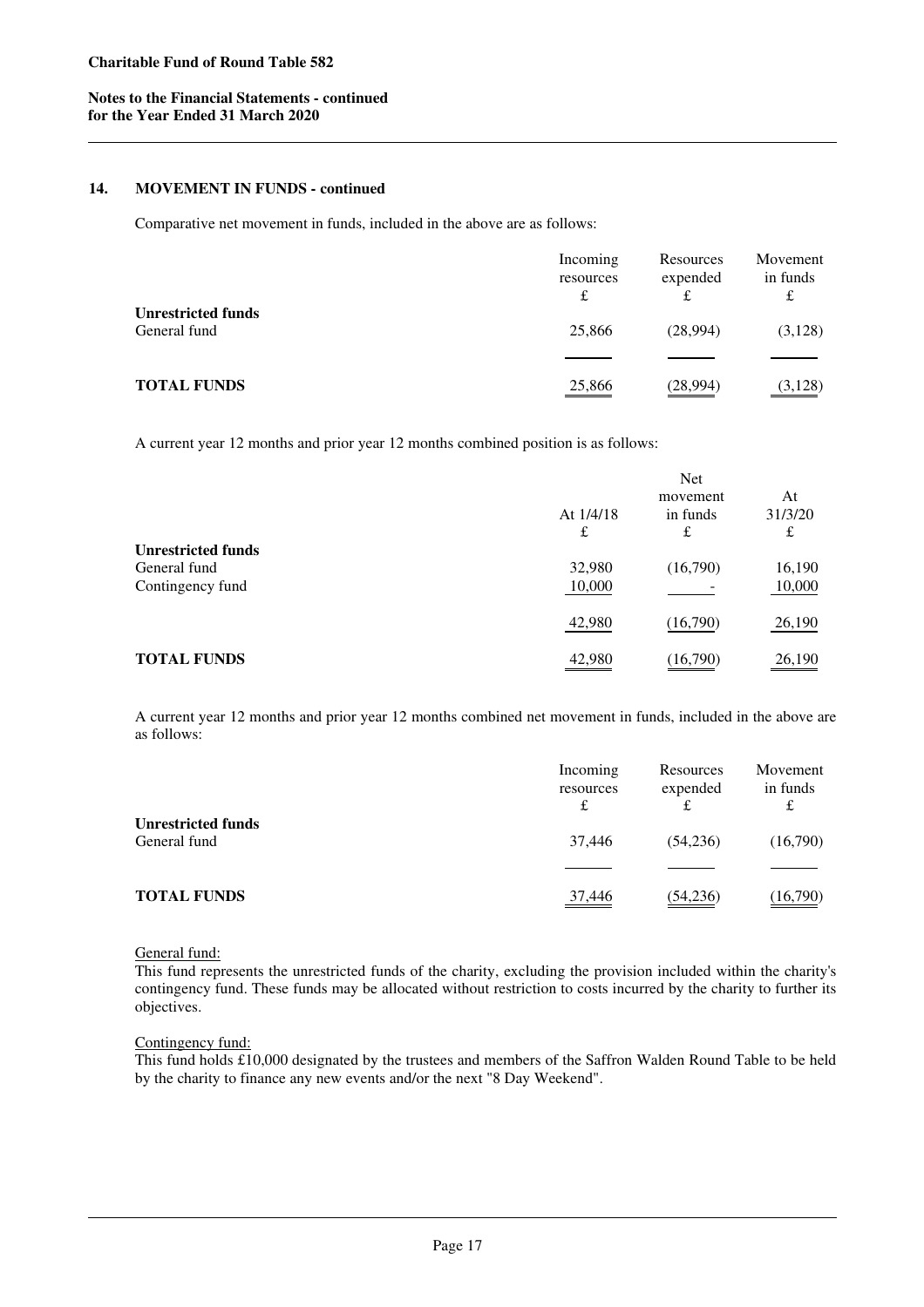## 14. MOVEMENT IN FUNDS - continued

Comparative net movement in funds, included in the above are as follows:

| | Incoming resources £ | Resources expended £ | Movement in funds £ |
|---|---|---|---|
| **Unrestricted funds** | | | |
| General fund | 25,866 | (28,994) | (3,128) |
| **TOTAL FUNDS** | 25,866 | (28,994) | (3,128) |

A current year 12 months and prior year 12 months combined position is as follows:

| | At 1/4/18 £ | Net movement in funds £ | At 31/3/20 £ |
|---|---|---|---|
| **Unrestricted funds** | | | |
| General fund | 32,980 | (16,790) | 16,190 |
| Contingency fund | 10,000 | - | 10,000 |
| | 42,980 | (16,790) | 26,190 |
| **TOTAL FUNDS** | 42,980 | (16,790) | 26,190 |

A current year 12 months and prior year 12 months combined net movement in funds, included in the above are as follows:

| | Incoming resources £ | Resources expended £ | Movement in funds £ |
|---|---|---|---|
| **Unrestricted funds** | | | |
| General fund | 37,446 | (54,236) | (16,790) |
| **TOTAL FUNDS** | 37,446 | (54,236) | (16,790) |

General fund:
This fund represents the unrestricted funds of the charity, excluding the provision included within the charity's contingency fund. These funds may be allocated without restriction to costs incurred by the charity to further its objectives.

Contingency fund:
This fund holds £10,000 designated by the trustees and members of the Saffron Walden Round Table to be held by the charity to finance any new events and/or the next "8 Day Weekend".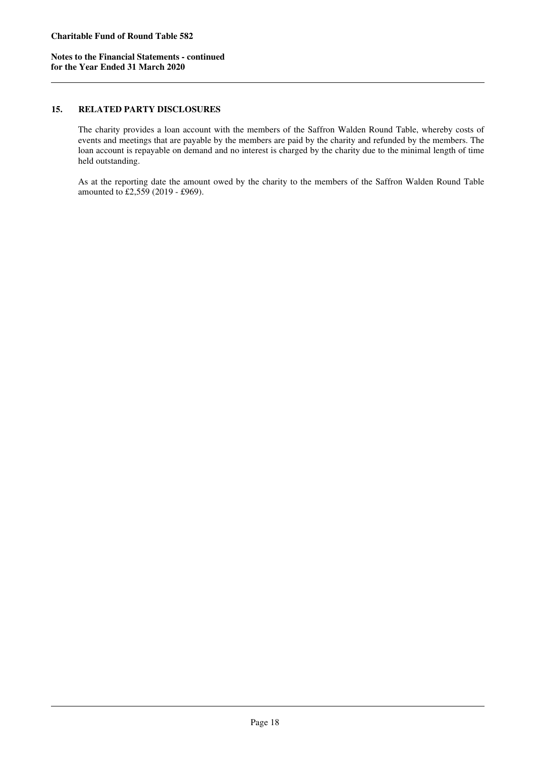## 15. RELATED PARTY DISCLOSURES

The charity provides a loan account with the members of the Saffron Walden Round Table, whereby costs of events and meetings that are payable by the members are paid by the charity and refunded by the members. The loan account is repayable on demand and no interest is charged by the charity due to the minimal length of time held outstanding.

As at the reporting date the amount owed by the charity to the members of the Saffron Walden Round Table amounted to £2,559 (2019 - £969).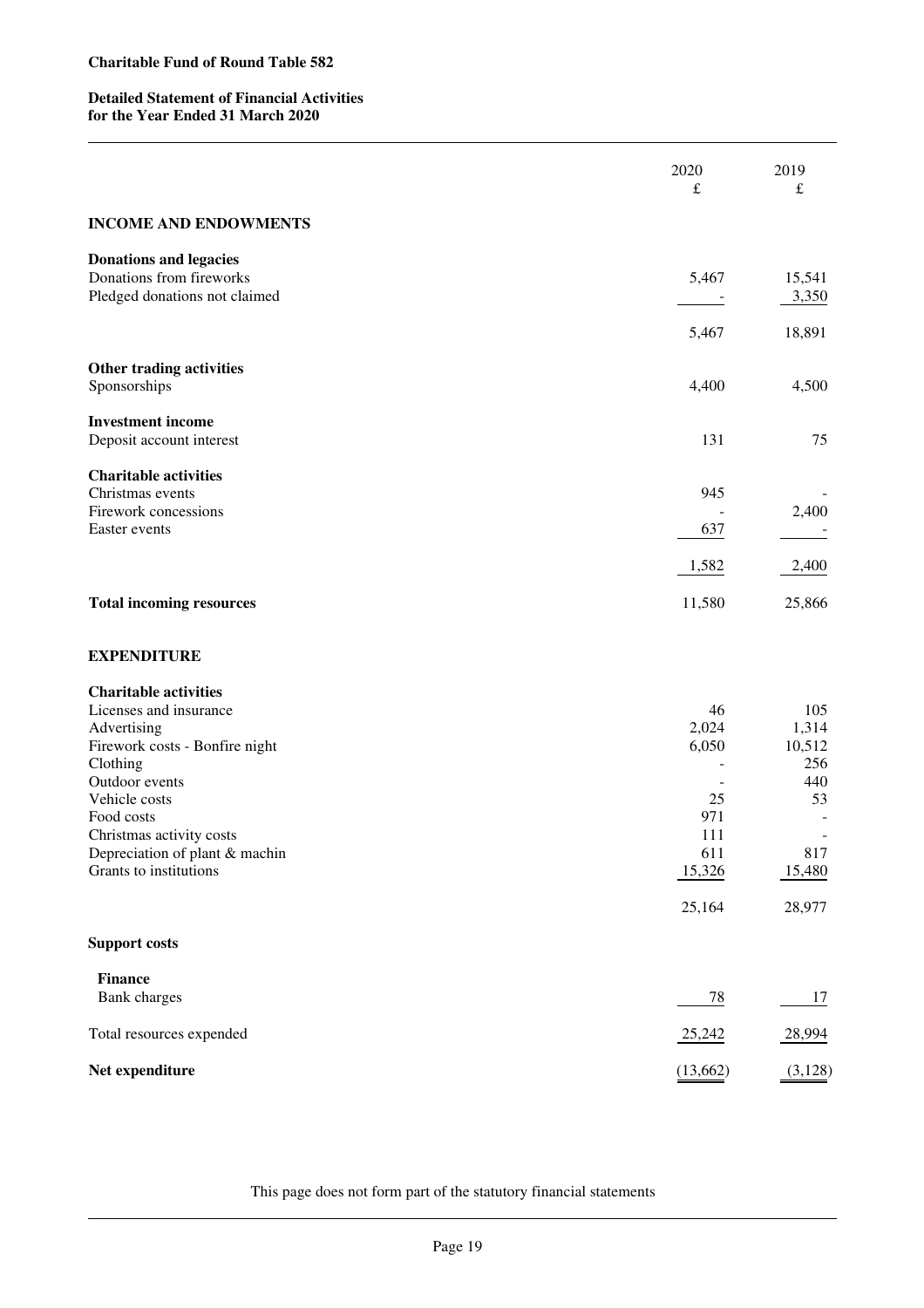**Charitable Fund of Round Table 582**

**Detailed Statement of Financial Activities**
**for the Year Ended 31 March 2020**

| | 2020 £ | 2019 £ |
|---|---|---|
| **INCOME AND ENDOWMENTS** | | |
| **Donations and legacies** | | |
| Donations from fireworks | 5,467 | 15,541 |
| Pledged donations not claimed | - | 3,350 |
| | 5,467 | 18,891 |
| **Other trading activities** | | |
| Sponsorships | 4,400 | 4,500 |
| **Investment income** | | |
| Deposit account interest | 131 | 75 |
| **Charitable activities** | | |
| Christmas events | 945 | - |
| Firework concessions | - | 2,400 |
| Easter events | 637 | - |
| | 1,582 | 2,400 |
| **Total incoming resources** | 11,580 | 25,866 |
| **EXPENDITURE** | | |
| **Charitable activities** | | |
| Licenses and insurance | 46 | 105 |
| Advertising | 2,024 | 1,314 |
| Firework costs - Bonfire night | 6,050 | 10,512 |
| Clothing | - | 256 |
| Outdoor events | - | 440 |
| Vehicle costs | 25 | 53 |
| Food costs | 971 | - |
| Christmas activity costs | 111 | - |
| Depreciation of plant & machin | 611 | 817 |
| Grants to institutions | 15,326 | 15,480 |
| | 25,164 | 28,977 |
| **Support costs** | | |
| **Finance** | | |
| Bank charges | 78 | 17 |
| Total resources expended | 25,242 | 28,994 |
| **Net expenditure** | (13,662) | (3,128) |

This page does not form part of the statutory financial statements